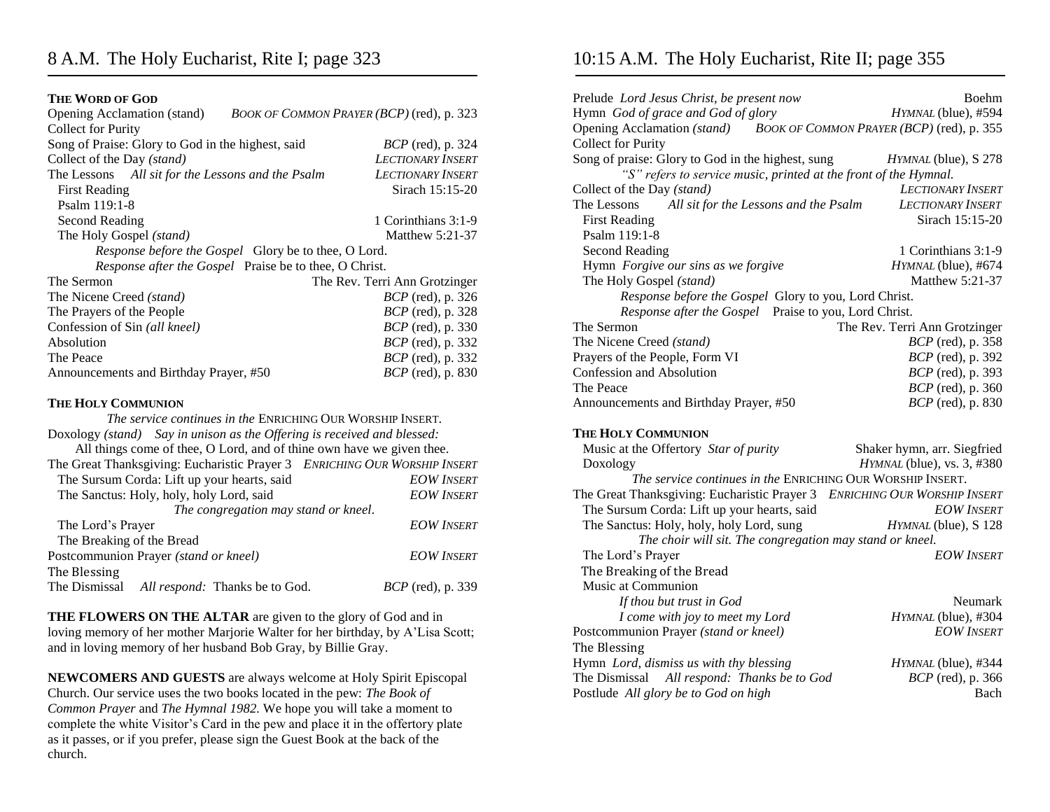## 8 A.M. The Holy Eucharist, Rite I; page 323

**THE WORD OF GOD**

| | |
|---|---|
| Opening Acclamation (stand) | *BOOK OF COMMON PRAYER (BCP)* (red), p. 323 |
| Collect for Purity | |
| Song of Praise: Glory to God in the highest, said | *BCP* (red), p. 324 |
| Collect of the Day *(stand)* | *LECTIONARY INSERT* |
| The Lessons *All sit for the Lessons and the Psalm* | *LECTIONARY INSERT* |
| First Reading | Sirach 15:15-20 |
| Psalm 119:1-8 | |
| Second Reading | 1 Corinthians 3:1-9 |
| The Holy Gospel *(stand)* | Matthew 5:21-37 |

*Response before the Gospel* Glory be to thee, O Lord.
*Response after the Gospel* Praise be to thee, O Christ.

| | |
|---|---|
| The Sermon | The Rev. Terri Ann Grotzinger |
| The Nicene Creed *(stand)* | *BCP* (red), p. 326 |
| The Prayers of the People | *BCP* (red), p. 328 |
| Confession of Sin *(all kneel)* | *BCP* (red), p. 330 |
| Absolution | *BCP* (red), p. 332 |
| The Peace | *BCP* (red), p. 332 |
| Announcements and Birthday Prayer, #50 | *BCP* (red), p. 830 |

**THE HOLY COMMUNION**

*The service continues in the* ENRICHING OUR WORSHIP INSERT.

Doxology *(stand) Say in unison as the Offering is received and blessed:*
All things come of thee, O Lord, and of thine own have we given thee.

| | |
|---|---|
| The Great Thanksgiving: Eucharistic Prayer 3 | *ENRICHING OUR WORSHIP INSERT* |
| The Sursum Corda: Lift up your hearts, said | *EOW INSERT* |
| The Sanctus: Holy, holy, holy Lord, said | *EOW INSERT* |

*The congregation may stand or kneel.*

| | |
|---|---|
| The Lord's Prayer | *EOW INSERT* |
| The Breaking of the Bread | |
| Postcommunion Prayer *(stand or kneel)* | *EOW INSERT* |
| The Blessing | |
| The Dismissal *All respond:* Thanks be to God. | *BCP* (red), p. 339 |

**THE FLOWERS ON THE ALTAR** are given to the glory of God and in loving memory of her mother Marjorie Walter for her birthday, by A'Lisa Scott; and in loving memory of her husband Bob Gray, by Billie Gray.

**NEWCOMERS AND GUESTS** are always welcome at Holy Spirit Episcopal Church. Our service uses the two books located in the pew: *The Book of Common Prayer* and *The Hymnal 1982.* We hope you will take a moment to complete the white Visitor's Card in the pew and place it in the offertory plate as it passes, or if you prefer, please sign the Guest Book at the back of the church.

## 10:15 A.M. The Holy Eucharist, Rite II; page 355

| | |
|---|---|
| Prelude *Lord Jesus Christ, be present now* | Boehm |
| Hymn *God of grace and God of glory* | *HYMNAL* (blue), #594 |
| Opening Acclamation *(stand)* | *BOOK OF COMMON PRAYER (BCP)* (red), p. 355 |
| Collect for Purity | |
| Song of praise: Glory to God in the highest, sung | *HYMNAL* (blue), S 278 |

*"S" refers to service music, printed at the front of the Hymnal.*

| | |
|---|---|
| Collect of the Day *(stand)* | *LECTIONARY INSERT* |
| The Lessons *All sit for the Lessons and the Psalm* | *LECTIONARY INSERT* |
| First Reading | Sirach 15:15-20 |
| Psalm 119:1-8 | |
| Second Reading | 1 Corinthians 3:1-9 |
| Hymn *Forgive our sins as we forgive* | *HYMNAL* (blue), #674 |
| The Holy Gospel *(stand)* | Matthew 5:21-37 |

*Response before the Gospel* Glory to you, Lord Christ.
*Response after the Gospel* Praise to you, Lord Christ.

| | |
|---|---|
| The Sermon | The Rev. Terri Ann Grotzinger |
| The Nicene Creed *(stand)* | *BCP* (red), p. 358 |
| Prayers of the People, Form VI | *BCP* (red), p. 392 |
| Confession and Absolution | *BCP* (red), p. 393 |
| The Peace | *BCP* (red), p. 360 |
| Announcements and Birthday Prayer, #50 | *BCP* (red), p. 830 |

**THE HOLY COMMUNION**

| | |
|---|---|
| Music at the Offertory *Star of purity* | Shaker hymn, arr. Siegfried |
| Doxology | *HYMNAL* (blue), vs. 3, #380 |

*The service continues in the* ENRICHING OUR WORSHIP INSERT.

| | |
|---|---|
| The Great Thanksgiving: Eucharistic Prayer 3 | *ENRICHING OUR WORSHIP INSERT* |
| The Sursum Corda: Lift up your hearts, said | *EOW INSERT* |
| The Sanctus: Holy, holy, holy Lord, sung | *HYMNAL* (blue), S 128 |

*The choir will sit. The congregation may stand or kneel.*

| | |
|---|---|
| The Lord's Prayer | *EOW INSERT* |
| The Breaking of the Bread | |
| Music at Communion | |
| *If thou but trust in God* | Neumark |
| *I come with joy to meet my Lord* | *HYMNAL* (blue), #304 |
| Postcommunion Prayer *(stand or kneel)* | *EOW INSERT* |
| The Blessing | |
| Hymn *Lord, dismiss us with thy blessing* | *HYMNAL* (blue), #344 |
| The Dismissal *All respond: Thanks be to God* | *BCP* (red), p. 366 |
| Postlude *All glory be to God on high* | Bach |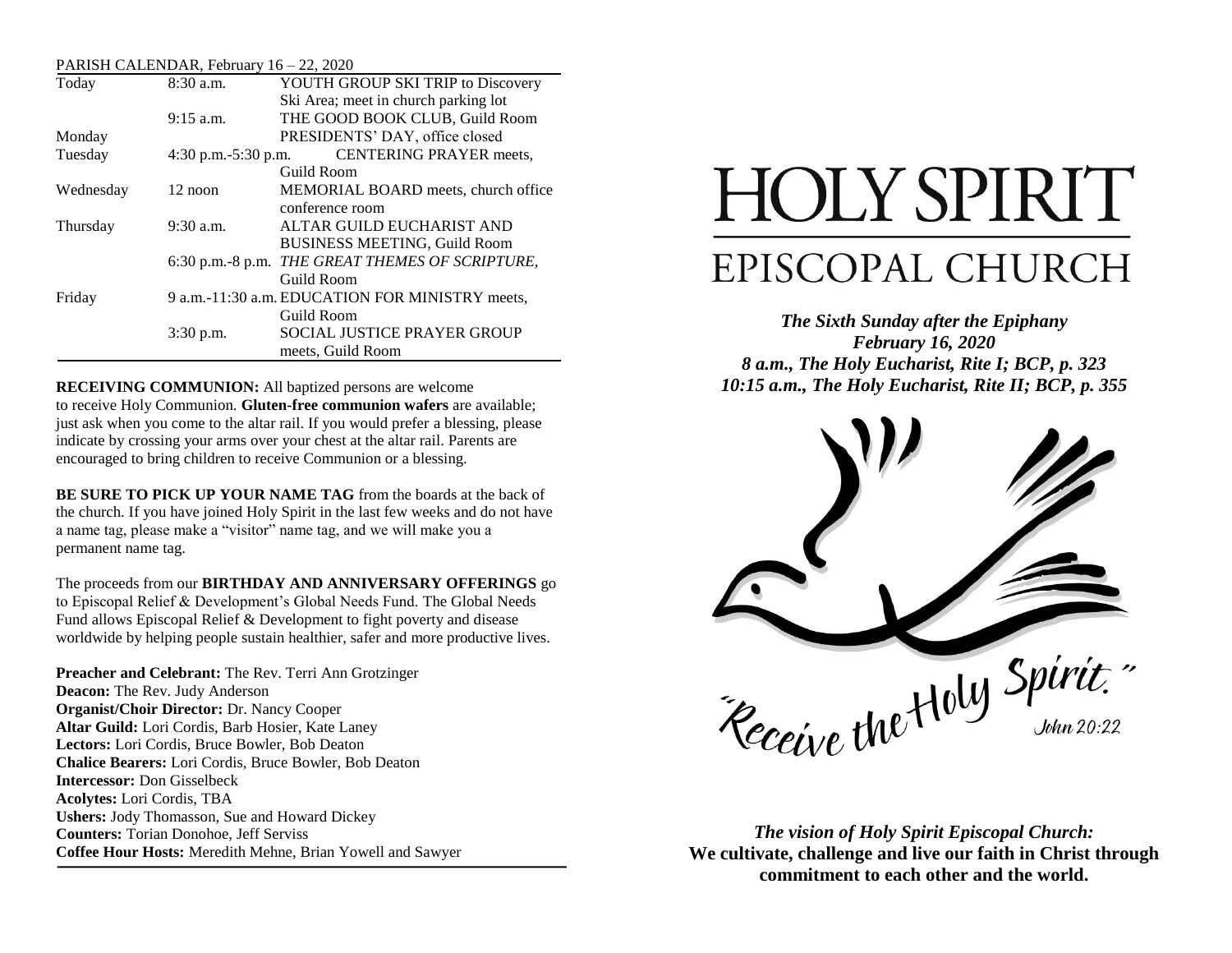PARISH CALENDAR, February 16 – 22, 2020

| | | |
|---|---|---|
| Today | 8:30 a.m. | YOUTH GROUP SKI TRIP to Discovery Ski Area; meet in church parking lot |
| | 9:15 a.m. | THE GOOD BOOK CLUB, Guild Room |
| Monday | | PRESIDENTS' DAY, office closed |
| Tuesday | 4:30 p.m.-5:30 p.m. | CENTERING PRAYER meets, Guild Room |
| Wednesday | 12 noon | MEMORIAL BOARD meets, church office conference room |
| Thursday | 9:30 a.m. | ALTAR GUILD EUCHARIST AND BUSINESS MEETING, Guild Room |
| | 6:30 p.m.-8 p.m. | *THE GREAT THEMES OF SCRIPTURE,* Guild Room |
| Friday | 9 a.m.-11:30 a.m. | EDUCATION FOR MINISTRY meets, Guild Room |
| | 3:30 p.m. | SOCIAL JUSTICE PRAYER GROUP meets, Guild Room |

**RECEIVING COMMUNION:** All baptized persons are welcome to receive Holy Communion. **Gluten-free communion wafers** are available; just ask when you come to the altar rail. If you would prefer a blessing, please indicate by crossing your arms over your chest at the altar rail. Parents are encouraged to bring children to receive Communion or a blessing.

**BE SURE TO PICK UP YOUR NAME TAG** from the boards at the back of the church. If you have joined Holy Spirit in the last few weeks and do not have a name tag, please make a "visitor" name tag, and we will make you a permanent name tag.

The proceeds from our **BIRTHDAY AND ANNIVERSARY OFFERINGS** go to Episcopal Relief & Development's Global Needs Fund. The Global Needs Fund allows Episcopal Relief & Development to fight poverty and disease worldwide by helping people sustain healthier, safer and more productive lives.

**Preacher and Celebrant:** The Rev. Terri Ann Grotzinger
**Deacon:** The Rev. Judy Anderson
**Organist/Choir Director:** Dr. Nancy Cooper
**Altar Guild:** Lori Cordis, Barb Hosier, Kate Laney
**Lectors:** Lori Cordis, Bruce Bowler, Bob Deaton
**Chalice Bearers:** Lori Cordis, Bruce Bowler, Bob Deaton
**Intercessor:** Don Gisselbeck
**Acolytes:** Lori Cordis, TBA
**Ushers:** Jody Thomasson, Sue and Howard Dickey
**Counters:** Torian Donohoe, Jeff Serviss
**Coffee Hour Hosts:** Meredith Mehne, Brian Yowell and Sawyer

# HOLY SPIRIT
## EPISCOPAL CHURCH

***The Sixth Sunday after the Epiphany***
***February 16, 2020***
***8 a.m., The Holy Eucharist, Rite I; BCP, p. 323***
***10:15 a.m., The Holy Eucharist, Rite II; BCP, p. 355***

"Receive the Holy Spirit."
John 20:22

***The vision of Holy Spirit Episcopal Church:***
**We cultivate, challenge and live our faith in Christ through commitment to each other and the world.**